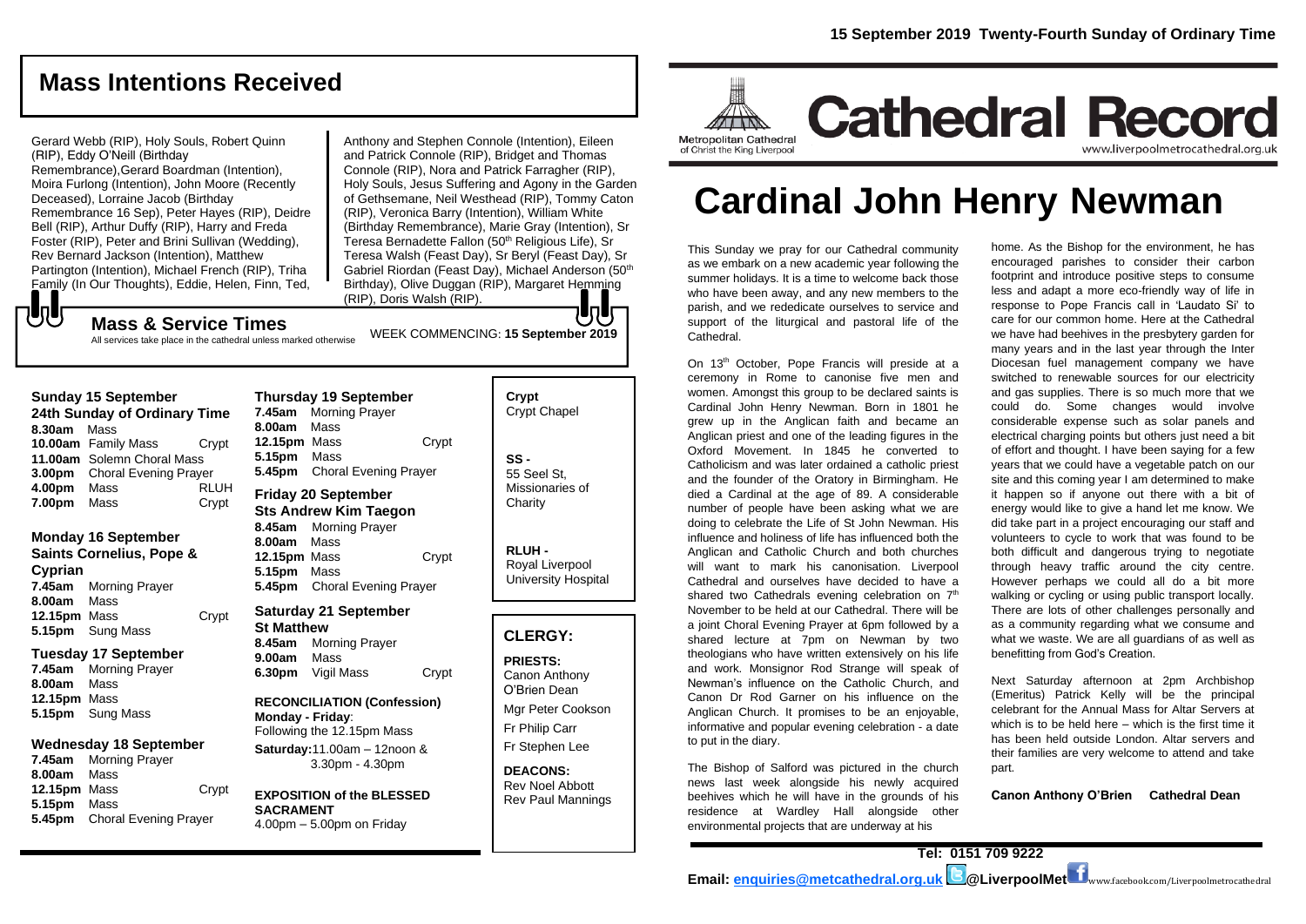# Mass Intentions Received

Gerard Webb (RIP), Holy Souls, Robert Quinn (RIP), Eddy O'Neill (Birthday Remembrance),Gerard Boardman (Intention), Moira Furlong (Intention), John Moore (Recently Deceased), Lorraine Jacob (Birthday Remembrance 16 Sep), Peter Hayes (RIP), Deidre Bell (RIP), Arthur Duffy (RIP), Harry and Freda Foster (RIP), Peter and Brini Sullivan (Wedding), Rev Bernard Jackson (Intention), Matthew Partington (Intention), Michael French (RIP), Triha Family (In Our Thoughts), Eddie, Helen, Finn, Ted, Anthony and Stephen Connole (Intention), Eileen and Patrick Connole (RIP), Bridget and Thomas Connole (RIP), Nora and Patrick Farragher (RIP), Holy Souls, Jesus Suffering and Agony in the Garden of Gethsemane, Neil Westhead (RIP), Tommy Caton (RIP), Veronica Barry (Intention), William White (Birthday Remembrance), Marie Gray (Intention), Sr Teresa Bernadette Fallon (50th Religious Life), Sr Teresa Walsh (Feast Day), Sr Beryl (Feast Day), Sr Gabriel Riordan (Feast Day), Michael Anderson (50th Birthday), Olive Duggan (RIP), Margaret Hemming (RIP), Doris Walsh (RIP).

## Mass & Service Times

All services take place in the cathedral unless marked otherwise

WEEK COMMENCING: **15 September 2019**

### Sunday 15 September
**24th Sunday of Ordinary Time**

| | | |
|---|---|---|
| **8.30am** | Mass | |
| **10.00am** | Family Mass | Crypt |
| **11.00am** | Solemn Choral Mass | |
| **3.00pm** | Choral Evening Prayer | |
| **4.00pm** | Mass | RLUH |
| **7.00pm** | Mass | Crypt |

### Monday 16 September
**Saints Cornelius, Pope & Cyprian**

| | | |
|---|---|---|
| **7.45am** | Morning Prayer | |
| **8.00am** | Mass | |
| **12.15pm** | Mass | Crypt |
| **5.15pm** | Sung Mass | |

### Tuesday 17 September

| | | |
|---|---|---|
| **7.45am** | Morning Prayer | |
| **8.00am** | Mass | |
| **12.15pm** | Mass | |
| **5.15pm** | Sung Mass | |

### Wednesday 18 September

| | | |
|---|---|---|
| **7.45am** | Morning Prayer | |
| **8.00am** | Mass | |
| **12.15pm** | Mass | Crypt |
| **5.15pm** | Mass | |
| **5.45pm** | Choral Evening Prayer | |

### Thursday 19 September

| | | |
|---|---|---|
| **7.45am** | Morning Prayer | |
| **8.00am** | Mass | |
| **12.15pm** | Mass | Crypt |
| **5.15pm** | Mass | |
| **5.45pm** | Choral Evening Prayer | |

### Friday 20 September
**Sts Andrew Kim Taegon**

| | | |
|---|---|---|
| **8.45am** | Morning Prayer | |
| **8.00am** | Mass | |
| **12.15pm** | Mass | Crypt |
| **5.15pm** | Mass | |
| **5.45pm** | Choral Evening Prayer | |

### Saturday 21 September
**St Matthew**

| | | |
|---|---|---|
| **8.45am** | Morning Prayer | |
| **9.00am** | Mass | |
| **6.30pm** | Vigil Mass | Crypt |

**RECONCILIATION (Confession)**
**Monday - Friday**: Following the 12.15pm Mass
**Saturday:** 11.00am – 12noon & 3.30pm - 4.30pm

**EXPOSITION of the BLESSED SACRAMENT**
4.00pm – 5.00pm on Friday

**Crypt** - Crypt Chapel

**SS** - 55 Seel St, Missionaries of Charity

**RLUH** - Royal Liverpool University Hospital

## CLERGY:

**PRIESTS:**
Canon Anthony O'Brien Dean
Mgr Peter Cookson
Fr Philip Carr
Fr Stephen Lee

**DEACONS:**
Rev Noel Abbott
Rev Paul Mannings

---

15 September 2019 Twenty-Fourth Sunday of Ordinary Time

Metropolitan Cathedral of Christ the King Liverpool

# Cathedral Record

www.liverpoolmetrocathedral.org.uk

# Cardinal John Henry Newman

This Sunday we pray for our Cathedral community as we embark on a new academic year following the summer holidays. It is a time to welcome back those who have been away, and any new members to the parish, and we rededicate ourselves to service and support of the liturgical and pastoral life of the Cathedral.

On 13th October, Pope Francis will preside at a ceremony in Rome to canonise five men and women. Amongst this group to be declared saints is Cardinal John Henry Newman. Born in 1801 he grew up in the Anglican faith and became an Anglican priest and one of the leading figures in the Oxford Movement. In 1845 he converted to Catholicism and was later ordained a catholic priest and the founder of the Oratory in Birmingham. He died a Cardinal at the age of 89. A considerable number of people have been asking what we are doing to celebrate the Life of St John Newman. His influence and holiness of life has influenced both the Anglican and Catholic Church and both churches will want to mark his canonisation. Liverpool Cathedral and ourselves have decided to have a shared two Cathedrals evening celebration on 7th November to be held at our Cathedral. There will be a joint Choral Evening Prayer at 6pm followed by a shared lecture at 7pm on Newman by two theologians who have written extensively on his life and work. Monsignor Rod Strange will speak of Newman's influence on the Catholic Church, and Canon Dr Rod Garner on his influence on the Anglican Church. It promises to be an enjoyable, informative and popular evening celebration - a date to put in the diary.

The Bishop of Salford was pictured in the church news last week alongside his newly acquired beehives which he will have in the grounds of his residence at Wardley Hall alongside other environmental projects that are underway at his home. As the Bishop for the environment, he has encouraged parishes to consider their carbon footprint and introduce positive steps to consume less and adapt a more eco-friendly way of life in response to Pope Francis call in 'Laudato Si' to care for our common home. Here at the Cathedral we have had beehives in the presbytery garden for many years and in the last year through the Inter Diocesan fuel management company we have switched to renewable sources for our electricity and gas supplies. There is so much more that we could do. Some changes would involve considerable expense such as solar panels and electrical charging points but others just need a bit of effort and thought. I have been saying for a few years that we could have a vegetable patch on our site and this coming year I am determined to make it happen so if anyone out there with a bit of energy would like to give a hand let me know. We did take part in a project encouraging our staff and volunteers to cycle to work that was found to be both difficult and dangerous trying to negotiate through heavy traffic around the city centre. However perhaps we could all do a bit more walking or cycling or using public transport locally. There are lots of other challenges personally and as a community regarding what we consume and what we waste. We are all guardians of as well as benefitting from God's Creation.

Next Saturday afternoon at 2pm Archbishop (Emeritus) Patrick Kelly will be the principal celebrant for the Annual Mass for Altar Servers at which is to be held here – which is the first time it has been held outside London. Altar servers and their families are very welcome to attend and take part.

**Canon Anthony O'Brien Cathedral Dean**

**Tel: 0151 709 9222**

**Email: enquiries@metcathedral.org.uk @LiverpoolMet** www.facebook.com/Liverpoolmetrocathedral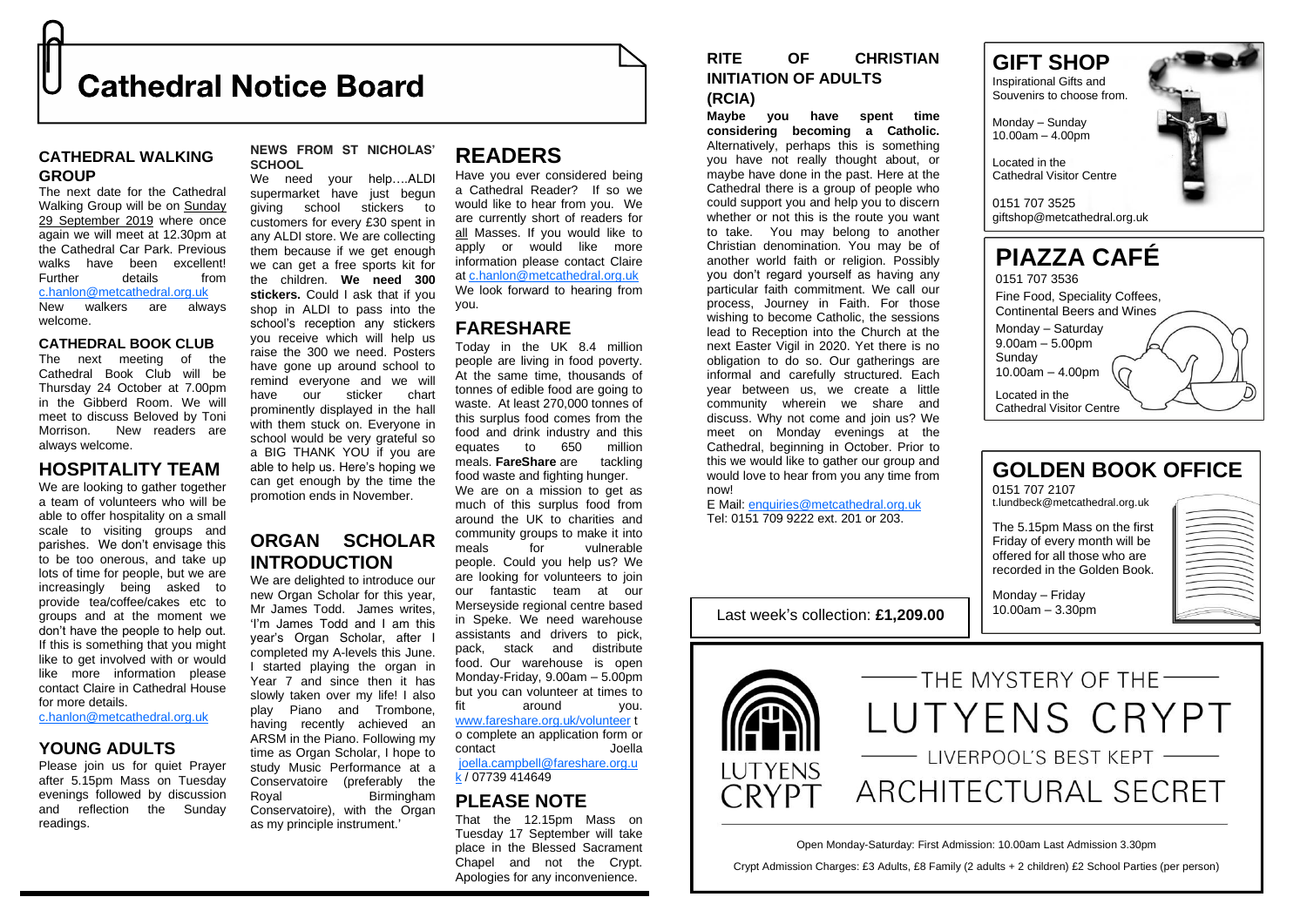# Cathedral Notice Board

## CATHEDRAL WALKING GROUP

The next date for the Cathedral Walking Group will be on Sunday 29 September 2019 where once again we will meet at 12.30pm at the Cathedral Car Park. Previous walks have been excellent! Further details from c.hanlon@metcathedral.org.uk New walkers are always welcome.

### CATHEDRAL BOOK CLUB

The next meeting of the Cathedral Book Club will be Thursday 24 October at 7.00pm in the Gibberd Room. We will meet to discuss Beloved by Toni Morrison. New readers are always welcome.

## HOSPITALITY TEAM

We are looking to gather together a team of volunteers who will be able to offer hospitality on a small scale to visiting groups and parishes. We don't envisage this to be too onerous, and take up lots of time for people, but we are increasingly being asked to provide tea/coffee/cakes etc to groups and at the moment we don't have the people to help out. If this is something that you might like to get involved with or would like more information please contact Claire in Cathedral House for more details.

c.hanlon@metcathedral.org.uk

## YOUNG ADULTS

Please join us for quiet Prayer after 5.15pm Mass on Tuesday evenings followed by discussion and reflection the Sunday readings.

### NEWS FROM ST NICHOLAS' SCHOOL

We need your help….ALDI supermarket have just begun giving school stickers to customers for every £30 spent in any ALDI store. We are collecting them because if we get enough we can get a free sports kit for the children. **We need 300 stickers.** Could I ask that if you shop in ALDI to pass into the school's reception any stickers you receive which will help us raise the 300 we need. Posters have gone up around school to remind everyone and we will have our sticker chart prominently displayed in the hall with them stuck on. Everyone in school would be very grateful so a BIG THANK YOU if you are able to help us. Here's hoping we can get enough by the time the promotion ends in November.

## ORGAN SCHOLAR INTRODUCTION

We are delighted to introduce our new Organ Scholar for this year, Mr James Todd. James writes, 'I'm James Todd and I am this year's Organ Scholar, after I completed my A-levels this June. I started playing the organ in Year 7 and since then it has slowly taken over my life! I also play Piano and Trombone, having recently achieved an ARSM in the Piano. Following my time as Organ Scholar, I hope to study Music Performance at a Conservatoire (preferably the Royal Birmingham Conservatoire), with the Organ as my principle instrument.'

## READERS

Have you ever considered being a Cathedral Reader? If so we would like to hear from you. We are currently short of readers for all Masses. If you would like to apply or would like more information please contact Claire at c.hanlon@metcathedral.org.uk We look forward to hearing from you.

## FARESHARE

Today in the UK 8.4 million people are living in food poverty. At the same time, thousands of tonnes of edible food are going to waste. At least 270,000 tonnes of this surplus food comes from the food and drink industry and this equates to 650 million meals. **FareShare** are tackling food waste and fighting hunger.

We are on a mission to get as much of this surplus food from around the UK to charities and community groups to make it into meals for vulnerable people. Could you help us? We are looking for volunteers to join our fantastic team at our Merseyside regional centre based in Speke. We need warehouse assistants and drivers to pick, pack, stack and distribute food. Our warehouse is open Monday-Friday, 9.00am – 5.00pm but you can volunteer at times to fit around you. www.fareshare.org.uk/volunteer to complete an application form or contact Joella joella.campbell@fareshare.org.uk / 07739 414649

## PLEASE NOTE

That the 12.15pm Mass on Tuesday 17 September will take place in the Blessed Sacrament Chapel and not the Crypt. Apologies for any inconvenience.

## RITE OF CHRISTIAN INITIATION OF ADULTS (RCIA)

**Maybe you have spent time considering becoming a Catholic.** Alternatively, perhaps this is something you have not really thought about, or maybe have done in the past. Here at the Cathedral there is a group of people who could support you and help you to discern whether or not this is the route you want to take. You may belong to another Christian denomination. You may be of another world faith or religion. Possibly you don't regard yourself as having any particular faith commitment. We call our process, Journey in Faith. For those wishing to become Catholic, the sessions lead to Reception into the Church at the next Easter Vigil in 2020. Yet there is no obligation to do so. Our gatherings are informal and carefully structured. Each year between us, we create a little community wherein we share and discuss. Why not come and join us? We meet on Monday evenings at the Cathedral, beginning in October. Prior to this we would like to gather our group and would love to hear from you any time from now!

E Mail: enquiries@metcathedral.org.uk
Tel: 0151 709 9222 ext. 201 or 203.

Last week's collection: **£1,209.00**

## GIFT SHOP

Inspirational Gifts and Souvenirs to choose from.

Monday – Sunday
10.00am – 4.00pm

Located in the Cathedral Visitor Centre

0151 707 3525
giftshop@metcathedral.org.uk

## PIAZZA CAFÉ

0151 707 3536

Fine Food, Speciality Coffees, Continental Beers and Wines

Monday – Saturday
9.00am – 5.00pm
Sunday
10.00am – 4.00pm

Located in the Cathedral Visitor Centre

## GOLDEN BOOK OFFICE

0151 707 2107
t.lundbeck@metcathedral.org.uk

The 5.15pm Mass on the first Friday of every month will be offered for all those who are recorded in the Golden Book.

Monday – Friday
10.00am – 3.30pm

LUTYENS CRYPT

THE MYSTERY OF THE LUTYENS CRYPT

LIVERPOOL'S BEST KEPT ARCHITECTURAL SECRET

Open Monday-Saturday: First Admission: 10.00am Last Admission 3.30pm

Crypt Admission Charges: £3 Adults, £8 Family (2 adults + 2 children) £2 School Parties (per person)